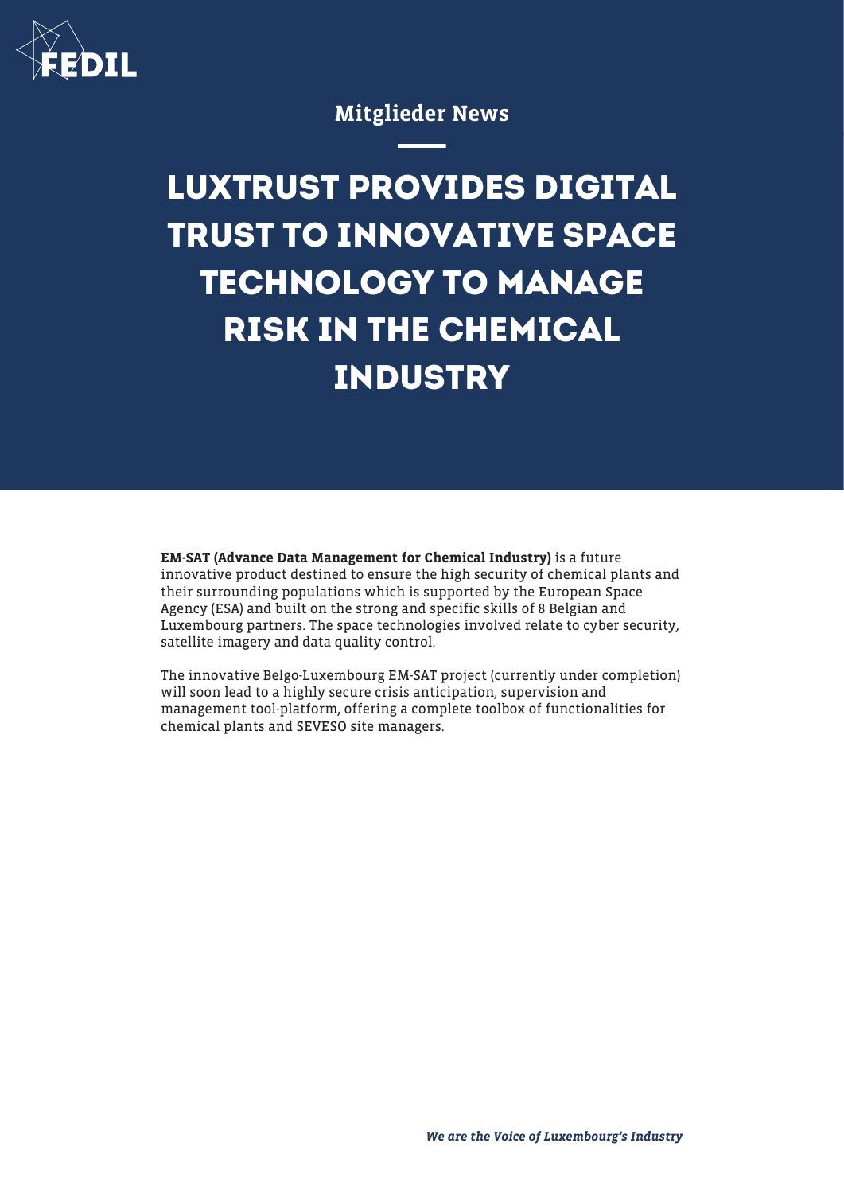Mitglieder News

# LUXTRUST PROVIDES DIGITAL TRUST TO INNOVATIVE SPACE TECHNOLOGY TO MANAGE RISK IN THE CHEMICAL INDUSTRY

**EM-SAT (Advance Data Management for Chemical Industry)** is a future innovative product destined to ensure the high security of chemical plants and their surrounding populations which is supported by the European Space Agency (ESA) and built on the strong and specific skills of 8 Belgian and Luxembourg partners. The space technologies involved relate to cyber security, satellite imagery and data quality control.

The innovative Belgo-Luxembourg EM-SAT project (currently under completion) will soon lead to a highly secure crisis anticipation, supervision and management tool-platform, offering a complete toolbox of functionalities for chemical plants and SEVESO site managers.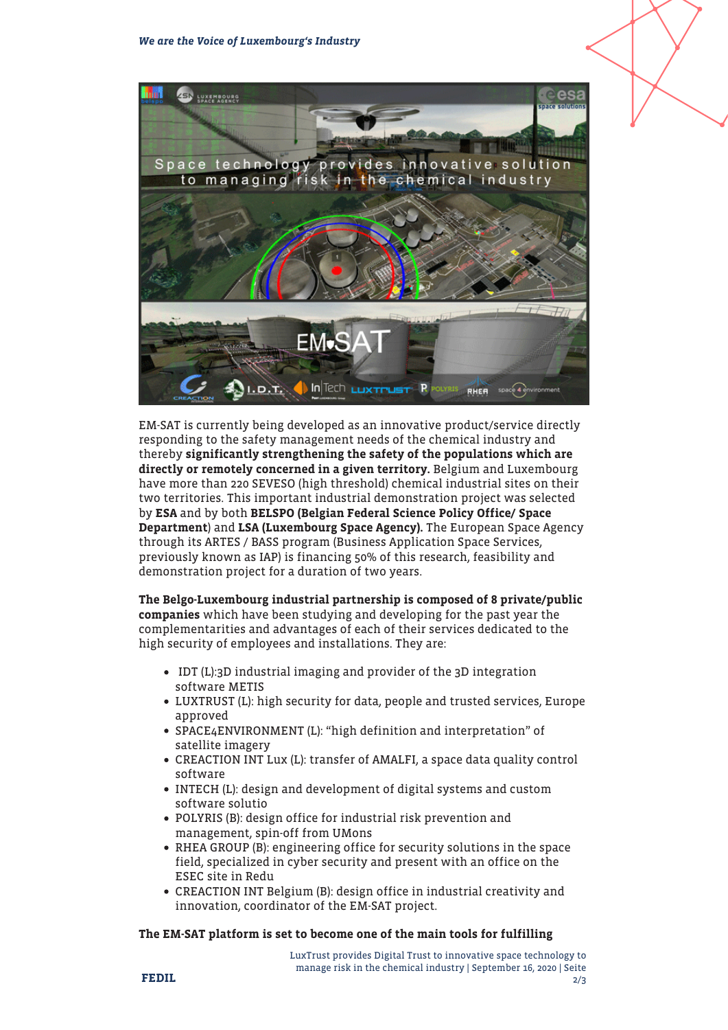EM-SAT is currently being developed as an innovative product/service directly responding to the safety management needs of the chemical industry and thereby **significantly strengthening the safety of the populations which are directly or remotely concerned in a given territory.** Belgium and Luxembourg have more than 220 SEVESO (high threshold) chemical industrial sites on their two territories. This important industrial demonstration project was selected by **ESA** and by both **BELSPO (Belgian Federal Science Policy Office/ Space Department**) and **LSA (Luxembourg Space Agency).** The European Space Agency through its ARTES / BASS program (Business Application Space Services, previously known as IAP) is financing 50% of this research, feasibility and demonstration project for a duration of two years.

**The Belgo-Luxembourg industrial partnership is composed of 8 private/public companies** which have been studying and developing for the past year the complementarities and advantages of each of their services dedicated to the high security of employees and installations. They are:

- IDT (L):3D industrial imaging and provider of the 3D integration software METIS
- LUXTRUST (L): high security for data, people and trusted services, Europe approved
- SPACE4ENVIRONMENT (L): "high definition and interpretation" of satellite imagery
- CREACTION INT Lux (L): transfer of AMALFI, a space data quality control software
- INTECH (L): design and development of digital systems and custom software solutio
- POLYRIS (B): design office for industrial risk prevention and management, spin-off from UMons
- RHEA GROUP (B): engineering office for security solutions in the space field, specialized in cyber security and present with an office on the ESEC site in Redu
- CREACTION INT Belgium (B): design office in industrial creativity and innovation, coordinator of the EM-SAT project.

**The EM-SAT platform is set to become one of the main tools for fulfilling**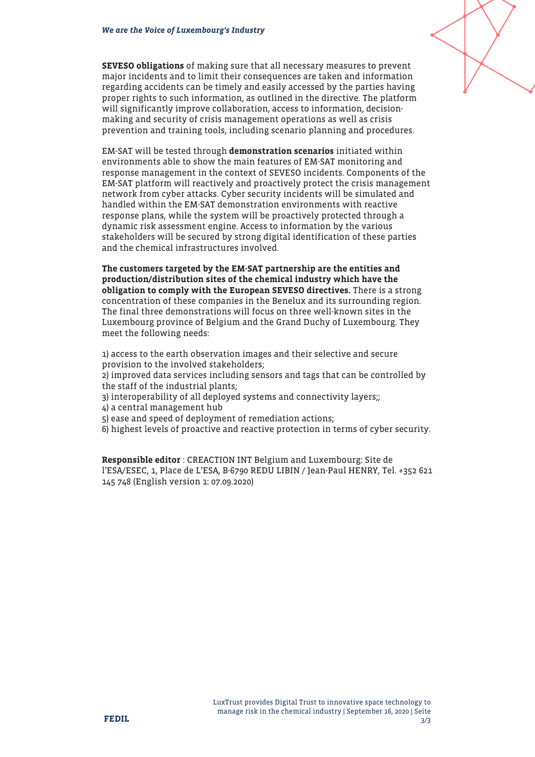**SEVESO obligations** of making sure that all necessary measures to prevent major incidents and to limit their consequences are taken and information regarding accidents can be timely and easily accessed by the parties having proper rights to such information, as outlined in the directive. The platform will significantly improve collaboration, access to information, decision-making and security of crisis management operations as well as crisis prevention and training tools, including scenario planning and procedures.

EM-SAT will be tested through **demonstration scenarios** initiated within environments able to show the main features of EM-SAT monitoring and response management in the context of SEVESO incidents. Components of the EM-SAT platform will reactively and proactively protect the crisis management network from cyber attacks. Cyber security incidents will be simulated and handled within the EM-SAT demonstration environments with reactive response plans, while the system will be proactively protected through a dynamic risk assessment engine. Access to information by the various stakeholders will be secured by strong digital identification of these parties and the chemical infrastructures involved.

**The customers targeted by the EM-SAT partnership are the entities and production/distribution sites of the chemical industry which have the obligation to comply with the European SEVESO directives.** There is a strong concentration of these companies in the Benelux and its surrounding region. The final three demonstrations will focus on three well-known sites in the Luxembourg province of Belgium and the Grand Duchy of Luxembourg. They meet the following needs:

1) access to the earth observation images and their selective and secure provision to the involved stakeholders;
2) improved data services including sensors and tags that can be controlled by the staff of the industrial plants;
3) interoperability of all deployed systems and connectivity layers;;
4) a central management hub
5) ease and speed of deployment of remediation actions;
6) highest levels of proactive and reactive protection in terms of cyber security.

**Responsible editor** : CREACTION INT Belgium and Luxembourg: Site de l'ESA/ESEC, 1, Place de L'ESA, B-6790 REDU LIBIN / Jean-Paul HENRY, Tel. +352 621 145 748 (English version 1: 07.09.2020)